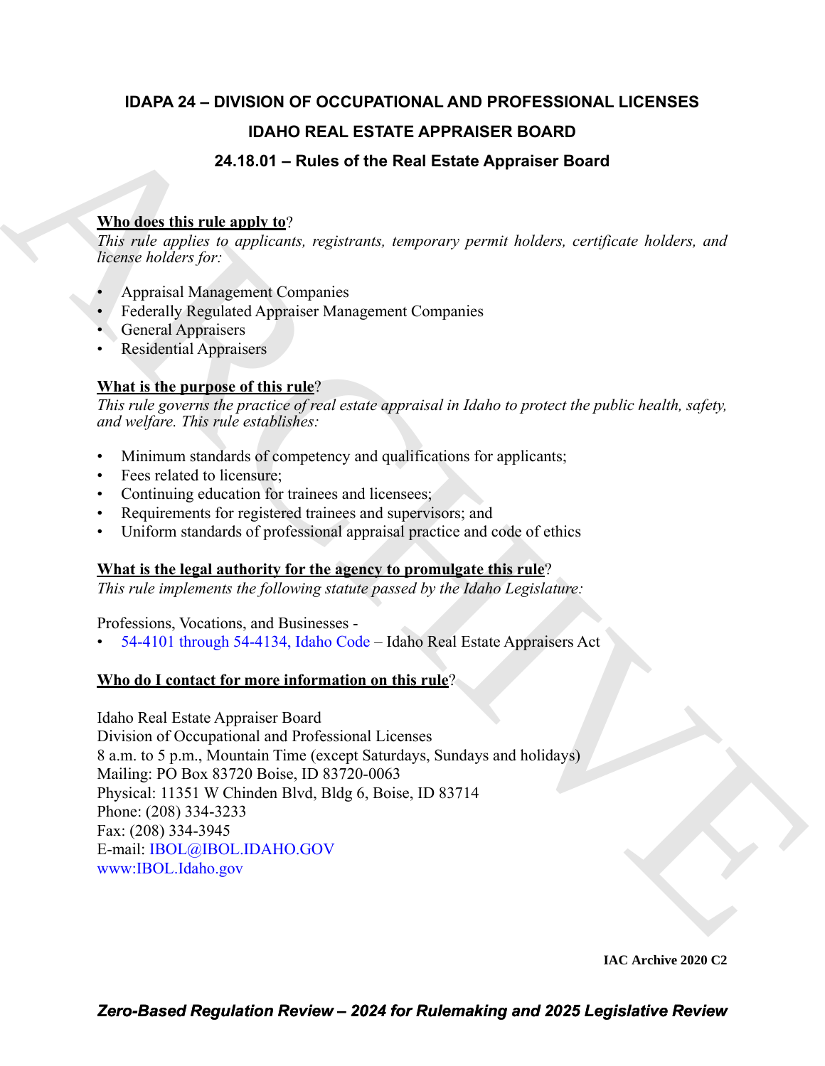# IDAPA 24 – DIVISION OF OCCUPATIONAL AND PROFESSIONAL LICENSES

## IDAHO REAL ESTATE APPRAISER BOARD

## 24.18.01 – Rules of the Real Estate Appraiser Board

**Who does this rule apply to**?

*This rule applies to applicants, registrants, temporary permit holders, certificate holders, and license holders for:*

- Appraisal Management Companies
- Federally Regulated Appraiser Management Companies
- General Appraisers
- Residential Appraisers

**What is the purpose of this rule**?

*This rule governs the practice of real estate appraisal in Idaho to protect the public health, safety, and welfare. This rule establishes:*

- Minimum standards of competency and qualifications for applicants;
- Fees related to licensure;
- Continuing education for trainees and licensees;
- Requirements for registered trainees and supervisors; and
- Uniform standards of professional appraisal practice and code of ethics

**What is the legal authority for the agency to promulgate this rule**?

*This rule implements the following statute passed by the Idaho Legislature:*

Professions, Vocations, and Businesses -

- 54-4101 through 54-4134, Idaho Code – Idaho Real Estate Appraisers Act

**Who do I contact for more information on this rule**?

Idaho Real Estate Appraiser Board
Division of Occupational and Professional Licenses
8 a.m. to 5 p.m., Mountain Time (except Saturdays, Sundays and holidays)
Mailing: PO Box 83720 Boise, ID 83720-0063
Physical: 11351 W Chinden Blvd, Bldg 6, Boise, ID 83714
Phone: (208) 334-3233
Fax: (208) 334-3945
E-mail: IBOL@IBOL.IDAHO.GOV
www:IBOL.Idaho.gov

IAC Archive 2020 C2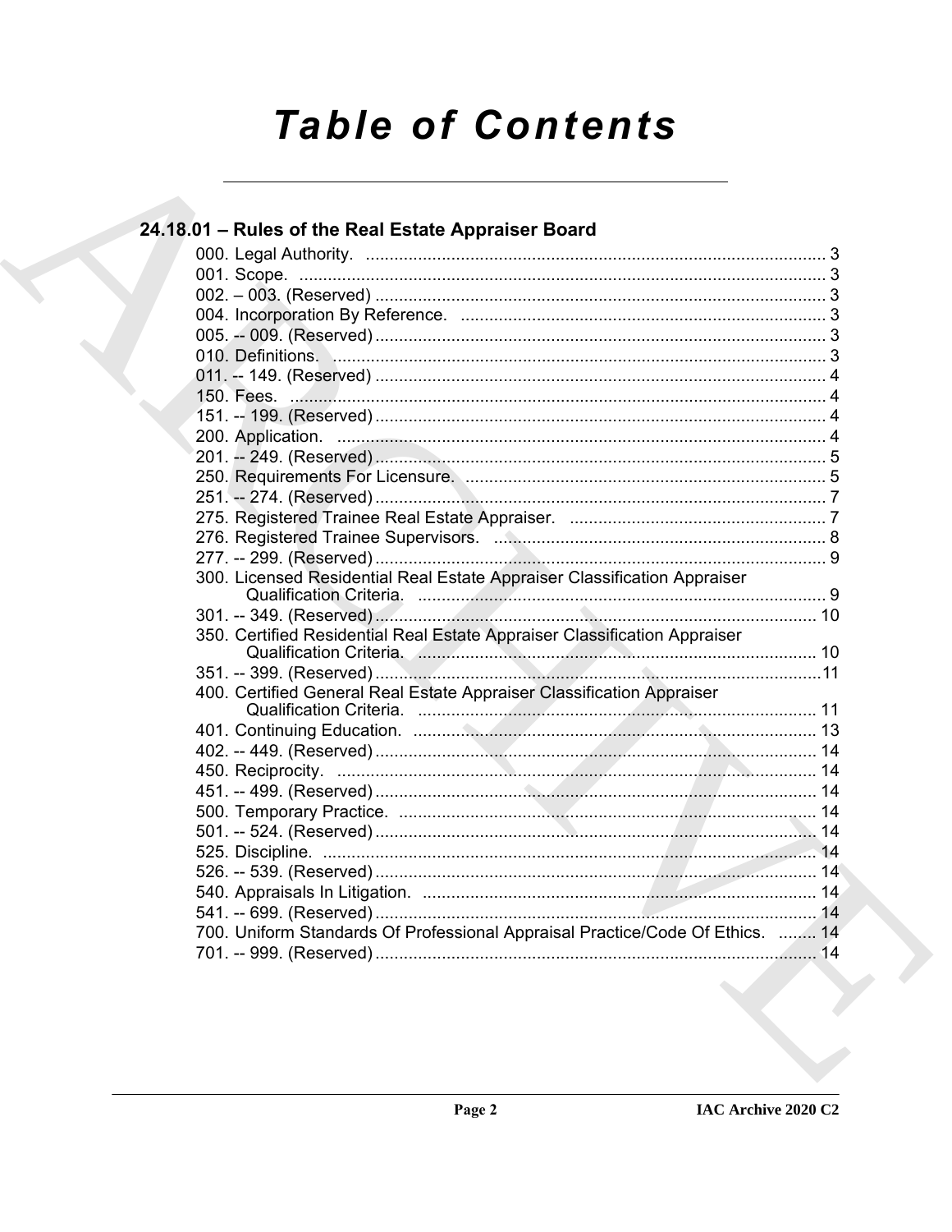# Table of Contents

## 24.18.01 – Rules of the Real Estate Appraiser Board

000. Legal Authority. ... 3
001. Scope. ... 3
002. – 003. (Reserved) ... 3
004. Incorporation By Reference. ... 3
005. -- 009. (Reserved) ... 3
010. Definitions. ... 3
011. -- 149. (Reserved) ... 4
150. Fees. ... 4
151. -- 199. (Reserved) ... 4
200. Application. ... 4
201. -- 249. (Reserved) ... 5
250. Requirements For Licensure. ... 5
251. -- 274. (Reserved) ... 7
275. Registered Trainee Real Estate Appraiser. ... 7
276. Registered Trainee Supervisors. ... 8
277. -- 299. (Reserved) ... 9
300. Licensed Residential Real Estate Appraiser Classification Appraiser Qualification Criteria. ... 9
301. -- 349. (Reserved) ... 10
350. Certified Residential Real Estate Appraiser Classification Appraiser Qualification Criteria. ... 10
351. -- 399. (Reserved) ... 11
400. Certified General Real Estate Appraiser Classification Appraiser Qualification Criteria. ... 11
401. Continuing Education. ... 13
402. -- 449. (Reserved) ... 14
450. Reciprocity. ... 14
451. -- 499. (Reserved) ... 14
500. Temporary Practice. ... 14
501. -- 524. (Reserved) ... 14
525. Discipline. ... 14
526. -- 539. (Reserved) ... 14
540. Appraisals In Litigation. ... 14
541. -- 699. (Reserved) ... 14
700. Uniform Standards Of Professional Appraisal Practice/Code Of Ethics. ... 14
701. -- 999. (Reserved) ... 14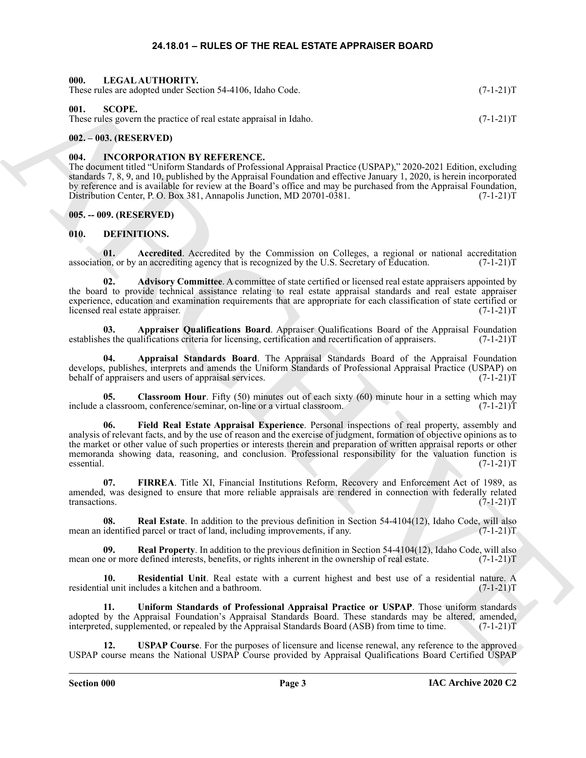# 24.18.01 – RULES OF THE REAL ESTATE APPRAISER BOARD

## 000. LEGAL AUTHORITY.

These rules are adopted under Section 54-4106, Idaho Code. (7-1-21)T

## 001. SCOPE.

These rules govern the practice of real estate appraisal in Idaho. (7-1-21)T

## 002. – 003. (RESERVED)

## 004. INCORPORATION BY REFERENCE.

The document titled "Uniform Standards of Professional Appraisal Practice (USPAP)," 2020-2021 Edition, excluding standards 7, 8, 9, and 10, published by the Appraisal Foundation and effective January 1, 2020, is herein incorporated by reference and is available for review at the Board's office and may be purchased from the Appraisal Foundation, Distribution Center, P. O. Box 381, Annapolis Junction, MD 20701-0381. (7-1-21)T

## 005. -- 009. (RESERVED)

## 010. DEFINITIONS.

**01. Accredited**. Accredited by the Commission on Colleges, a regional or national accreditation association, or by an accrediting agency that is recognized by the U.S. Secretary of Education. (7-1-21)T

**02. Advisory Committee**. A committee of state certified or licensed real estate appraisers appointed by the board to provide technical assistance relating to real estate appraisal standards and real estate appraiser experience, education and examination requirements that are appropriate for each classification of state certified or licensed real estate appraiser. (7-1-21)T

**03. Appraiser Qualifications Board**. Appraiser Qualifications Board of the Appraisal Foundation establishes the qualifications criteria for licensing, certification and recertification of appraisers. (7-1-21)T

**04. Appraisal Standards Board**. The Appraisal Standards Board of the Appraisal Foundation develops, publishes, interprets and amends the Uniform Standards of Professional Appraisal Practice (USPAP) on behalf of appraisers and users of appraisal services. (7-1-21)T

**05. Classroom Hour**. Fifty (50) minutes out of each sixty (60) minute hour in a setting which may include a classroom, conference/seminar, on-line or a virtual classroom. (7-1-21)T

**06. Field Real Estate Appraisal Experience**. Personal inspections of real property, assembly and analysis of relevant facts, and by the use of reason and the exercise of judgment, formation of objective opinions as to the market or other value of such properties or interests therein and preparation of written appraisal reports or other memoranda showing data, reasoning, and conclusion. Professional responsibility for the valuation function is essential. (7-1-21)T

**07. FIRREA**. Title XI, Financial Institutions Reform, Recovery and Enforcement Act of 1989, as amended, was designed to ensure that more reliable appraisals are rendered in connection with federally related transactions. (7-1-21)T

**08. Real Estate**. In addition to the previous definition in Section 54-4104(12), Idaho Code, will also mean an identified parcel or tract of land, including improvements, if any. (7-1-21)T

**09. Real Property**. In addition to the previous definition in Section 54-4104(12), Idaho Code, will also mean one or more defined interests, benefits, or rights inherent in the ownership of real estate. (7-1-21)T

**10. Residential Unit**. Real estate with a current highest and best use of a residential nature. A residential unit includes a kitchen and a bathroom. (7-1-21)T

**11. Uniform Standards of Professional Appraisal Practice or USPAP**. Those uniform standards adopted by the Appraisal Foundation's Appraisal Standards Board. These standards may be altered, amended, interpreted, supplemented, or repealed by the Appraisal Standards Board (ASB) from time to time. (7-1-21)T

**12. USPAP Course**. For the purposes of licensure and license renewal, any reference to the approved USPAP course means the National USPAP Course provided by Appraisal Qualifications Board Certified USPAP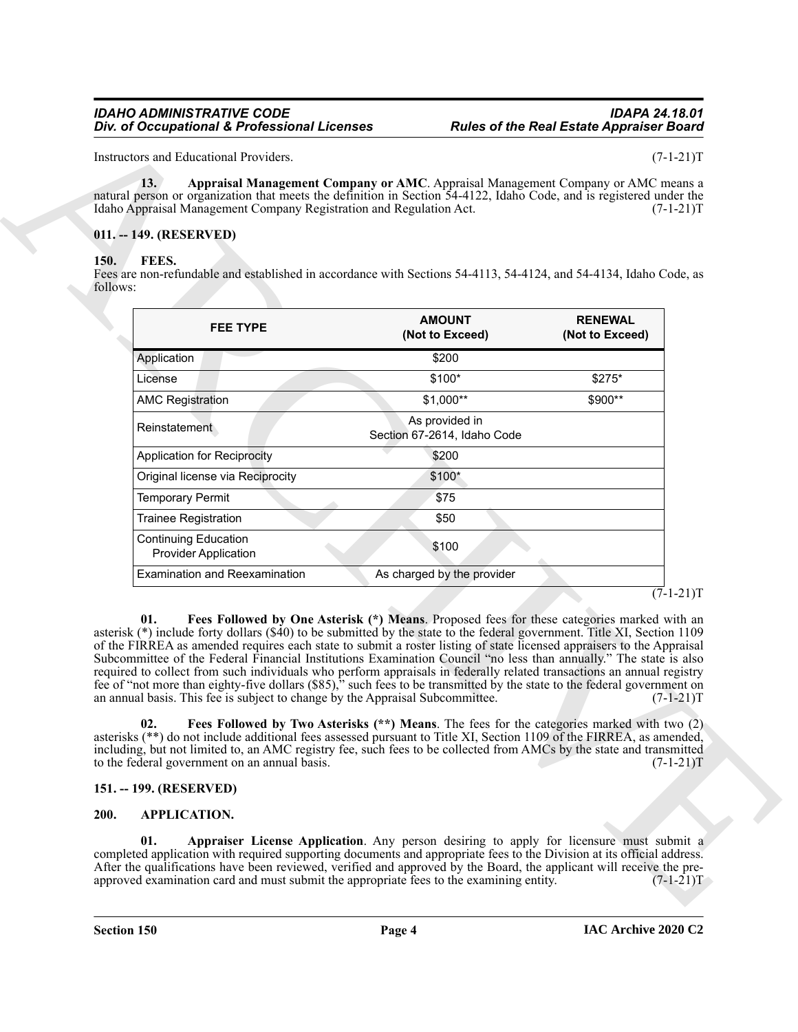Instructors and Educational Providers. (7-1-21)T

**13. Appraisal Management Company or AMC**. Appraisal Management Company or AMC means a natural person or organization that meets the definition in Section 54-4122, Idaho Code, and is registered under the Idaho Appraisal Management Company Registration and Regulation Act. (7-1-21)T

### 011. -- 149. (RESERVED)

### 150. FEES.

Fees are non-refundable and established in accordance with Sections 54-4113, 54-4124, and 54-4134, Idaho Code, as follows:

| FEE TYPE | AMOUNT (Not to Exceed) | RENEWAL (Not to Exceed) |
|---|---|---|
| Application | $200 | |
| License | $100* | $275* |
| AMC Registration | $1,000** | $900** |
| Reinstatement | As provided in Section 67-2614, Idaho Code | |
| Application for Reciprocity | $200 | |
| Original license via Reciprocity | $100* | |
| Temporary Permit | $75 | |
| Trainee Registration | $50 | |
| Continuing Education Provider Application | $100 | |
| Examination and Reexamination | As charged by the provider | |

(7-1-21)T

**01. Fees Followed by One Asterisk (*) Means**. Proposed fees for these categories marked with an asterisk (*) include forty dollars ($40) to be submitted by the state to the federal government. Title XI, Section 1109 of the FIRREA as amended requires each state to submit a roster listing of state licensed appraisers to the Appraisal Subcommittee of the Federal Financial Institutions Examination Council "no less than annually." The state is also required to collect from such individuals who perform appraisals in federally related transactions an annual registry fee of "not more than eighty-five dollars ($85)," such fees to be transmitted by the state to the federal government on an annual basis. This fee is subject to change by the Appraisal Subcommittee. (7-1-21)T

**02. Fees Followed by Two Asterisks (**) Means**. The fees for the categories marked with two (2) asterisks (**) do not include additional fees assessed pursuant to Title XI, Section 1109 of the FIRREA, as amended, including, but not limited to, an AMC registry fee, such fees to be collected from AMCs by the state and transmitted to the federal government on an annual basis. (7-1-21)T

### 151. -- 199. (RESERVED)

### 200. APPLICATION.

**01. Appraiser License Application**. Any person desiring to apply for licensure must submit a completed application with required supporting documents and appropriate fees to the Division at its official address. After the qualifications have been reviewed, verified and approved by the Board, the applicant will receive the pre-approved examination card and must submit the appropriate fees to the examining entity. (7-1-21)T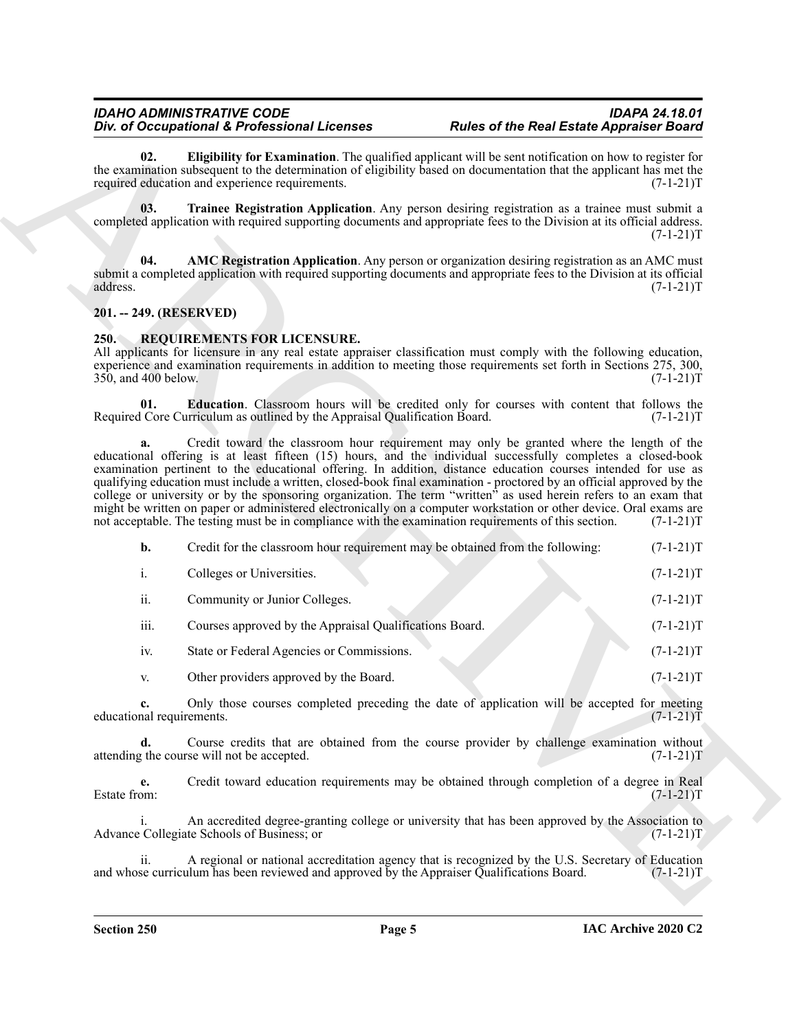**02. Eligibility for Examination**. The qualified applicant will be sent notification on how to register for the examination subsequent to the determination of eligibility based on documentation that the applicant has met the required education and experience requirements. (7-1-21)T

**03. Trainee Registration Application**. Any person desiring registration as a trainee must submit a completed application with required supporting documents and appropriate fees to the Division at its official address. (7-1-21)T

**04. AMC Registration Application**. Any person or organization desiring registration as an AMC must submit a completed application with required supporting documents and appropriate fees to the Division at its official address. (7-1-21)T

## 201. -- 249. (RESERVED)

## 250. REQUIREMENTS FOR LICENSURE.

All applicants for licensure in any real estate appraiser classification must comply with the following education, experience and examination requirements in addition to meeting those requirements set forth in Sections 275, 300, 350, and 400 below. (7-1-21)T

**01. Education**. Classroom hours will be credited only for courses with content that follows the Required Core Curriculum as outlined by the Appraisal Qualification Board. (7-1-21)T

**a.** Credit toward the classroom hour requirement may only be granted where the length of the educational offering is at least fifteen (15) hours, and the individual successfully completes a closed-book examination pertinent to the educational offering. In addition, distance education courses intended for use as qualifying education must include a written, closed-book final examination - proctored by an official approved by the college or university or by the sponsoring organization. The term "written" as used herein refers to an exam that might be written on paper or administered electronically on a computer workstation or other device. Oral exams are not acceptable. The testing must be in compliance with the examination requirements of this section. (7-1-21)T

**b.** Credit for the classroom hour requirement may be obtained from the following: (7-1-21)T

i. Colleges or Universities. (7-1-21)T

ii. Community or Junior Colleges. (7-1-21)T

iii. Courses approved by the Appraisal Qualifications Board. (7-1-21)T

iv. State or Federal Agencies or Commissions. (7-1-21)T

v. Other providers approved by the Board. (7-1-21)T

**c.** Only those courses completed preceding the date of application will be accepted for meeting educational requirements. (7-1-21)T

**d.** Course credits that are obtained from the course provider by challenge examination without attending the course will not be accepted. (7-1-21)T

**e.** Credit toward education requirements may be obtained through completion of a degree in Real Estate from: (7-1-21)T

i. An accredited degree-granting college or university that has been approved by the Association to Advance Collegiate Schools of Business; or (7-1-21)T

ii. A regional or national accreditation agency that is recognized by the U.S. Secretary of Education and whose curriculum has been reviewed and approved by the Appraiser Qualifications Board. (7-1-21)T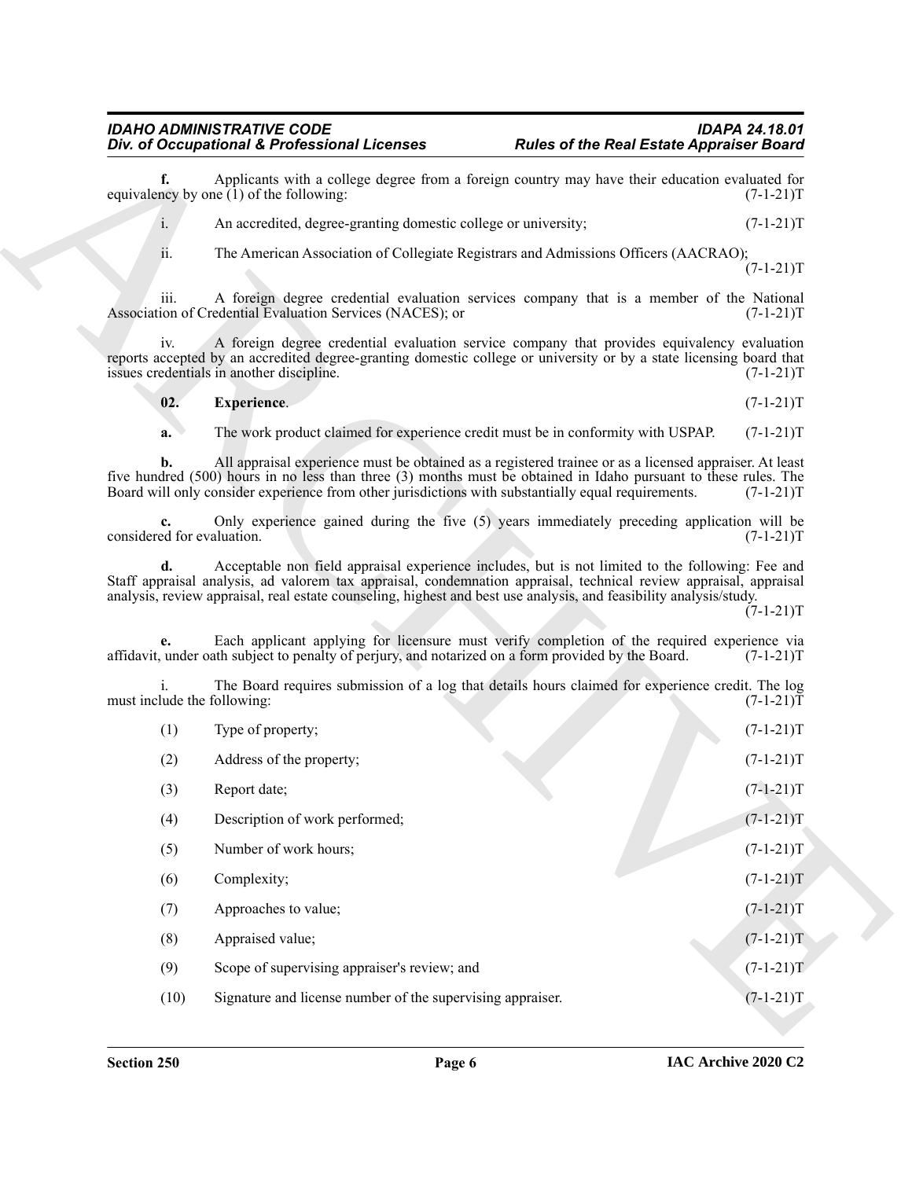**f.** Applicants with a college degree from a foreign country may have their education evaluated for equivalency by one (1) of the following: (7-1-21)T

i. An accredited, degree-granting domestic college or university; (7-1-21)T

ii. The American Association of Collegiate Registrars and Admissions Officers (AACRAO); (7-1-21)T

iii. A foreign degree credential evaluation services company that is a member of the National Association of Credential Evaluation Services (NACES); or (7-1-21)T

iv. A foreign degree credential evaluation service company that provides equivalency evaluation reports accepted by an accredited degree-granting domestic college or university or by a state licensing board that issues credentials in another discipline. (7-1-21)T

**02. Experience**. (7-1-21)T

**a.** The work product claimed for experience credit must be in conformity with USPAP. (7-1-21)T

**b.** All appraisal experience must be obtained as a registered trainee or as a licensed appraiser. At least five hundred (500) hours in no less than three (3) months must be obtained in Idaho pursuant to these rules. The Board will only consider experience from other jurisdictions with substantially equal requirements. (7-1-21)T

**c.** Only experience gained during the five (5) years immediately preceding application will be considered for evaluation. (7-1-21)T

**d.** Acceptable non field appraisal experience includes, but is not limited to the following: Fee and Staff appraisal analysis, ad valorem tax appraisal, condemnation appraisal, technical review appraisal, appraisal analysis, review appraisal, real estate counseling, highest and best use analysis, and feasibility analysis/study. (7-1-21)T

**e.** Each applicant applying for licensure must verify completion of the required experience via affidavit, under oath subject to penalty of perjury, and notarized on a form provided by the Board. (7-1-21)T

i. The Board requires submission of a log that details hours claimed for experience credit. The log must include the following: (7-1-21)T

(1) Type of property; (7-1-21)T

(2) Address of the property; (7-1-21)T

(3) Report date; (7-1-21)T

(4) Description of work performed; (7-1-21)T

(5) Number of work hours; (7-1-21)T

(6) Complexity; (7-1-21)T

(7) Approaches to value; (7-1-21)T

(8) Appraised value; (7-1-21)T

(9) Scope of supervising appraiser's review; and (7-1-21)T

(10) Signature and license number of the supervising appraiser. (7-1-21)T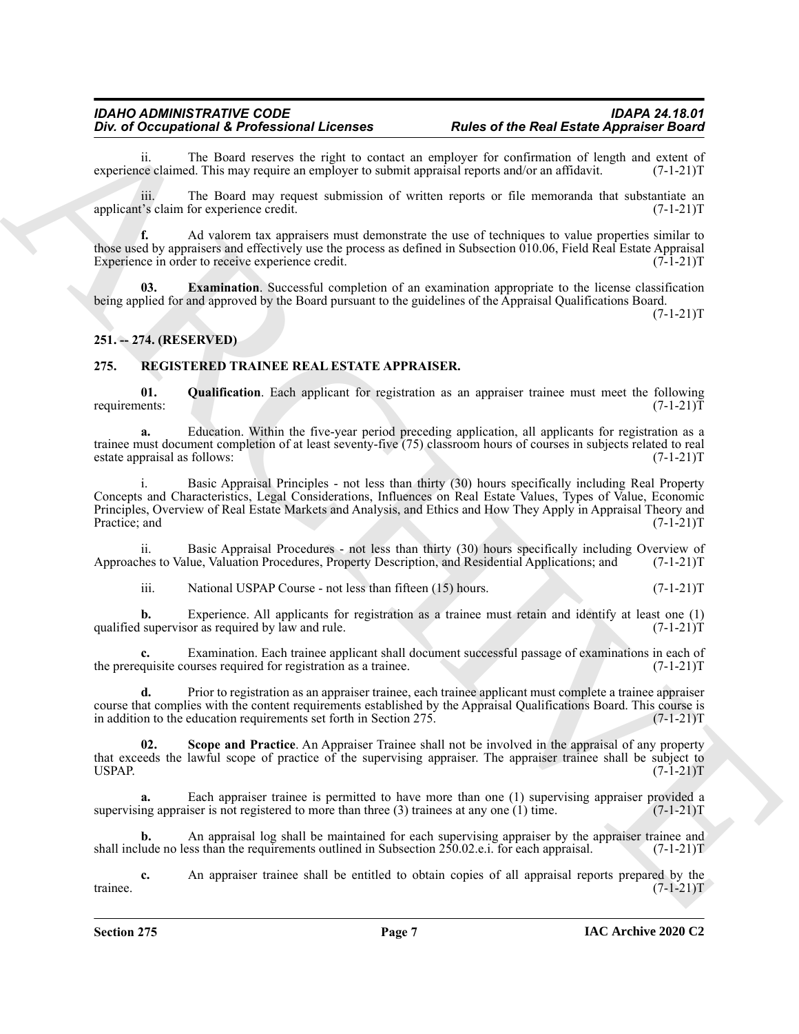ii. The Board reserves the right to contact an employer for confirmation of length and extent of experience claimed. This may require an employer to submit appraisal reports and/or an affidavit. (7-1-21)T

iii. The Board may request submission of written reports or file memoranda that substantiate an applicant's claim for experience credit. (7-1-21)T

**f.** Ad valorem tax appraisers must demonstrate the use of techniques to value properties similar to those used by appraisers and effectively use the process as defined in Subsection 010.06, Field Real Estate Appraisal Experience in order to receive experience credit. (7-1-21)T

**03. Examination**. Successful completion of an examination appropriate to the license classification being applied for and approved by the Board pursuant to the guidelines of the Appraisal Qualifications Board. (7-1-21)T

## 251. -- 274. (RESERVED)

## 275. REGISTERED TRAINEE REAL ESTATE APPRAISER.

**01. Qualification**. Each applicant for registration as an appraiser trainee must meet the following requirements: (7-1-21)T

**a.** Education. Within the five-year period preceding application, all applicants for registration as a trainee must document completion of at least seventy-five (75) classroom hours of courses in subjects related to real estate appraisal as follows: (7-1-21)T

i. Basic Appraisal Principles - not less than thirty (30) hours specifically including Real Property Concepts and Characteristics, Legal Considerations, Influences on Real Estate Values, Types of Value, Economic Principles, Overview of Real Estate Markets and Analysis, and Ethics and How They Apply in Appraisal Theory and Practice; and (7-1-21)T

ii. Basic Appraisal Procedures - not less than thirty (30) hours specifically including Overview of Approaches to Value, Valuation Procedures, Property Description, and Residential Applications; and (7-1-21)T

iii. National USPAP Course - not less than fifteen (15) hours. (7-1-21)T

**b.** Experience. All applicants for registration as a trainee must retain and identify at least one (1) qualified supervisor as required by law and rule. (7-1-21)T

**c.** Examination. Each trainee applicant shall document successful passage of examinations in each of the prerequisite courses required for registration as a trainee. (7-1-21)T

**d.** Prior to registration as an appraiser trainee, each trainee applicant must complete a trainee appraiser course that complies with the content requirements established by the Appraisal Qualifications Board. This course is in addition to the education requirements set forth in Section 275. (7-1-21)T

**02. Scope and Practice**. An Appraiser Trainee shall not be involved in the appraisal of any property that exceeds the lawful scope of practice of the supervising appraiser. The appraiser trainee shall be subject to USPAP. (7-1-21)T

**a.** Each appraiser trainee is permitted to have more than one (1) supervising appraiser provided a supervising appraiser is not registered to more than three (3) trainees at any one (1) time. (7-1-21)T

**b.** An appraisal log shall be maintained for each supervising appraiser by the appraiser trainee and shall include no less than the requirements outlined in Subsection 250.02.e.i. for each appraisal. (7-1-21)T

**c.** An appraiser trainee shall be entitled to obtain copies of all appraisal reports prepared by the trainee. (7-1-21)T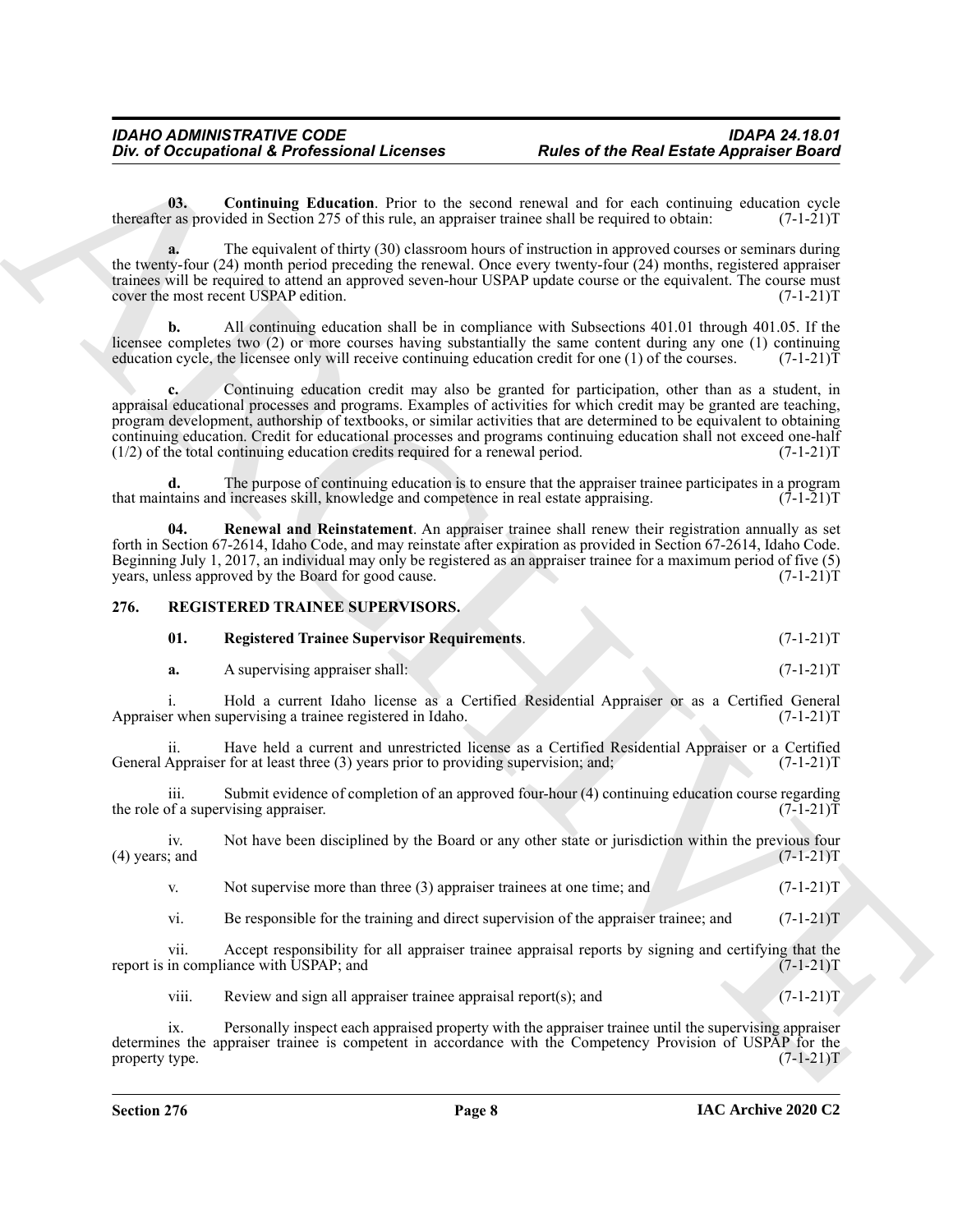**03. Continuing Education**. Prior to the second renewal and for each continuing education cycle thereafter as provided in Section 275 of this rule, an appraiser trainee shall be required to obtain: (7-1-21)T

**a.** The equivalent of thirty (30) classroom hours of instruction in approved courses or seminars during the twenty-four (24) month period preceding the renewal. Once every twenty-four (24) months, registered appraiser trainees will be required to attend an approved seven-hour USPAP update course or the equivalent. The course must cover the most recent USPAP edition. (7-1-21)T

**b.** All continuing education shall be in compliance with Subsections 401.01 through 401.05. If the licensee completes two (2) or more courses having substantially the same content during any one (1) continuing education cycle, the licensee only will receive continuing education credit for one (1) of the courses. (7-1-21)T

**c.** Continuing education credit may also be granted for participation, other than as a student, in appraisal educational processes and programs. Examples of activities for which credit may be granted are teaching, program development, authorship of textbooks, or similar activities that are determined to be equivalent to obtaining continuing education. Credit for educational processes and programs continuing education shall not exceed one-half (1/2) of the total continuing education credits required for a renewal period. (7-1-21)T

**d.** The purpose of continuing education is to ensure that the appraiser trainee participates in a program that maintains and increases skill, knowledge and competence in real estate appraising. (7-1-21)T

**04. Renewal and Reinstatement**. An appraiser trainee shall renew their registration annually as set forth in Section 67-2614, Idaho Code, and may reinstate after expiration as provided in Section 67-2614, Idaho Code. Beginning July 1, 2017, an individual may only be registered as an appraiser trainee for a maximum period of five (5) years, unless approved by the Board for good cause. (7-1-21)T

## 276. REGISTERED TRAINEE SUPERVISORS.

**01. Registered Trainee Supervisor Requirements**. (7-1-21)T

**a.** A supervising appraiser shall: (7-1-21)T

i. Hold a current Idaho license as a Certified Residential Appraiser or as a Certified General Appraiser when supervising a trainee registered in Idaho. (7-1-21)T

ii. Have held a current and unrestricted license as a Certified Residential Appraiser or a Certified General Appraiser for at least three (3) years prior to providing supervision; and; (7-1-21)T

iii. Submit evidence of completion of an approved four-hour (4) continuing education course regarding the role of a supervising appraiser. (7-1-21)T

iv. Not have been disciplined by the Board or any other state or jurisdiction within the previous four (4) years; and (7-1-21)T

v. Not supervise more than three (3) appraiser trainees at one time; and (7-1-21)T

vi. Be responsible for the training and direct supervision of the appraiser trainee; and (7-1-21)T

vii. Accept responsibility for all appraiser trainee appraisal reports by signing and certifying that the report is in compliance with USPAP; and (7-1-21)T

viii. Review and sign all appraiser trainee appraisal report(s); and (7-1-21)T

ix. Personally inspect each appraised property with the appraiser trainee until the supervising appraiser determines the appraiser trainee is competent in accordance with the Competency Provision of USPAP for the property type. (7-1-21)T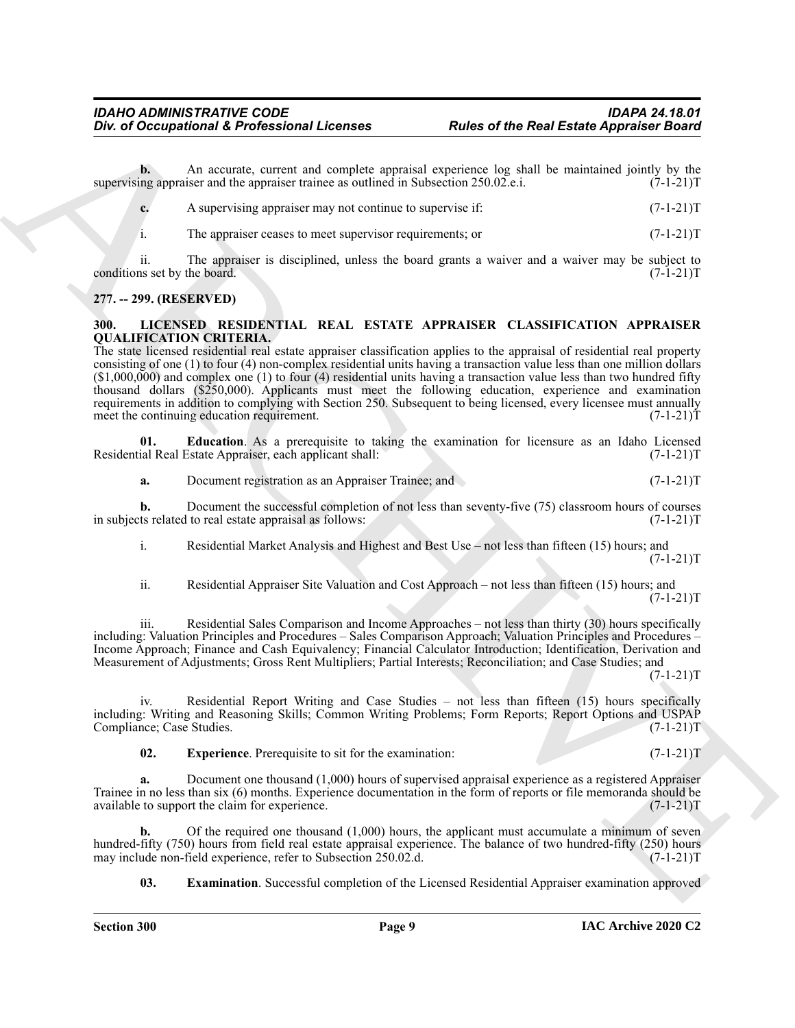**b.** An accurate, current and complete appraisal experience log shall be maintained jointly by the supervising appraiser and the appraiser trainee as outlined in Subsection 250.02.e.i. (7-1-21)T

**c.** A supervising appraiser may not continue to supervise if: (7-1-21)T

i. The appraiser ceases to meet supervisor requirements; or (7-1-21)T

ii. The appraiser is disciplined, unless the board grants a waiver and a waiver may be subject to conditions set by the board. (7-1-21)T

**277. -- 299. (RESERVED)**

**300. LICENSED RESIDENTIAL REAL ESTATE APPRAISER CLASSIFICATION APPRAISER QUALIFICATION CRITERIA.**

The state licensed residential real estate appraiser classification applies to the appraisal of residential real property consisting of one (1) to four (4) non-complex residential units having a transaction value less than one million dollars ($1,000,000) and complex one (1) to four (4) residential units having a transaction value less than two hundred fifty thousand dollars ($250,000). Applicants must meet the following education, experience and examination requirements in addition to complying with Section 250. Subsequent to being licensed, every licensee must annually meet the continuing education requirement. (7-1-21)T

**01. Education**. As a prerequisite to taking the examination for licensure as an Idaho Licensed Residential Real Estate Appraiser, each applicant shall: (7-1-21)T

**a.** Document registration as an Appraiser Trainee; and (7-1-21)T

**b.** Document the successful completion of not less than seventy-five (75) classroom hours of courses in subjects related to real estate appraisal as follows: (7-1-21)T

i. Residential Market Analysis and Highest and Best Use – not less than fifteen (15) hours; and (7-1-21)T

ii. Residential Appraiser Site Valuation and Cost Approach – not less than fifteen (15) hours; and (7-1-21)T

iii. Residential Sales Comparison and Income Approaches – not less than thirty (30) hours specifically including: Valuation Principles and Procedures – Sales Comparison Approach; Valuation Principles and Procedures – Income Approach; Finance and Cash Equivalency; Financial Calculator Introduction; Identification, Derivation and Measurement of Adjustments; Gross Rent Multipliers; Partial Interests; Reconciliation; and Case Studies; and (7-1-21)T

iv. Residential Report Writing and Case Studies – not less than fifteen (15) hours specifically including: Writing and Reasoning Skills; Common Writing Problems; Form Reports; Report Options and USPAP Compliance; Case Studies. (7-1-21)T

**02. Experience**. Prerequisite to sit for the examination: (7-1-21)T

**a.** Document one thousand (1,000) hours of supervised appraisal experience as a registered Appraiser Trainee in no less than six (6) months. Experience documentation in the form of reports or file memoranda should be available to support the claim for experience. (7-1-21)T

**b.** Of the required one thousand (1,000) hours, the applicant must accumulate a minimum of seven hundred-fifty (750) hours from field real estate appraisal experience. The balance of two hundred-fifty (250) hours may include non-field experience, refer to Subsection 250.02.d. (7-1-21)T

**03. Examination**. Successful completion of the Licensed Residential Appraiser examination approved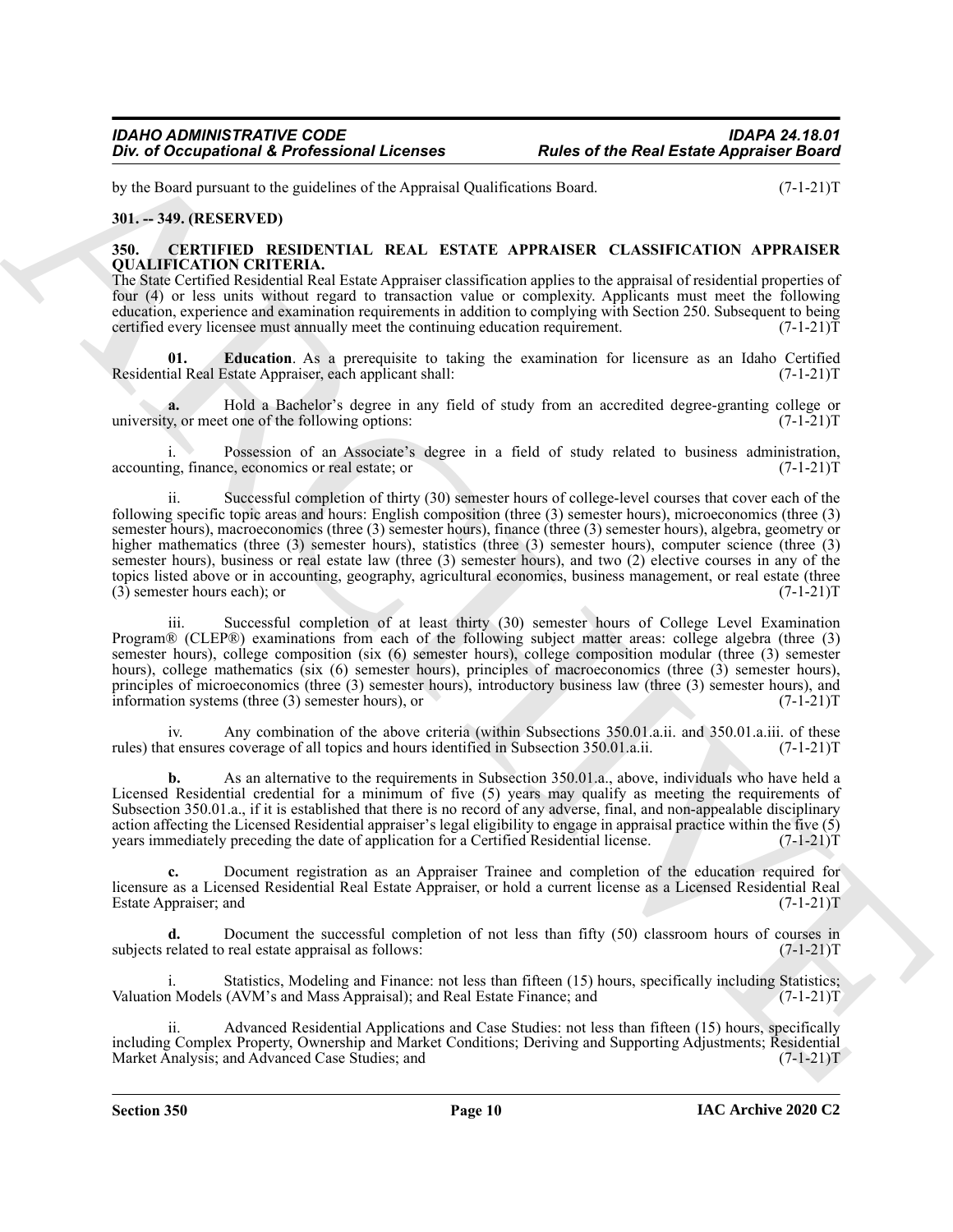by the Board pursuant to the guidelines of the Appraisal Qualifications Board. (7-1-21)T

**301. -- 349. (RESERVED)**

**350. CERTIFIED RESIDENTIAL REAL ESTATE APPRAISER CLASSIFICATION APPRAISER QUALIFICATION CRITERIA.**

The State Certified Residential Real Estate Appraiser classification applies to the appraisal of residential properties of four (4) or less units without regard to transaction value or complexity. Applicants must meet the following education, experience and examination requirements in addition to complying with Section 250. Subsequent to being certified every licensee must annually meet the continuing education requirement. (7-1-21)T

**01. Education**. As a prerequisite to taking the examination for licensure as an Idaho Certified Residential Real Estate Appraiser, each applicant shall: (7-1-21)T

**a.** Hold a Bachelor's degree in any field of study from an accredited degree-granting college or university, or meet one of the following options: (7-1-21)T

i. Possession of an Associate's degree in a field of study related to business administration, accounting, finance, economics or real estate; or (7-1-21)T

ii. Successful completion of thirty (30) semester hours of college-level courses that cover each of the following specific topic areas and hours: English composition (three (3) semester hours), microeconomics (three (3) semester hours), macroeconomics (three (3) semester hours), finance (three (3) semester hours), algebra, geometry or higher mathematics (three (3) semester hours), statistics (three (3) semester hours), computer science (three (3) semester hours), business or real estate law (three (3) semester hours), and two (2) elective courses in any of the topics listed above or in accounting, geography, agricultural economics, business management, or real estate (three (3) semester hours each); or (7-1-21)T

iii. Successful completion of at least thirty (30) semester hours of College Level Examination Program® (CLEP®) examinations from each of the following subject matter areas: college algebra (three (3) semester hours), college composition (six (6) semester hours), college composition modular (three (3) semester hours), college mathematics (six (6) semester hours), principles of macroeconomics (three (3) semester hours), principles of microeconomics (three (3) semester hours), introductory business law (three (3) semester hours), and information systems (three (3) semester hours), or (7-1-21)T

iv. Any combination of the above criteria (within Subsections 350.01.a.ii. and 350.01.a.iii. of these rules) that ensures coverage of all topics and hours identified in Subsection 350.01.a.ii. (7-1-21)T

**b.** As an alternative to the requirements in Subsection 350.01.a., above, individuals who have held a Licensed Residential credential for a minimum of five (5) years may qualify as meeting the requirements of Subsection 350.01.a., if it is established that there is no record of any adverse, final, and non-appealable disciplinary action affecting the Licensed Residential appraiser's legal eligibility to engage in appraisal practice within the five (5) years immediately preceding the date of application for a Certified Residential license. (7-1-21)T

**c.** Document registration as an Appraiser Trainee and completion of the education required for licensure as a Licensed Residential Real Estate Appraiser, or hold a current license as a Licensed Residential Real Estate Appraiser; and (7-1-21)T

**d.** Document the successful completion of not less than fifty (50) classroom hours of courses in subjects related to real estate appraisal as follows: (7-1-21)T

i. Statistics, Modeling and Finance: not less than fifteen (15) hours, specifically including Statistics; Valuation Models (AVM's and Mass Appraisal); and Real Estate Finance; and (7-1-21)T

ii. Advanced Residential Applications and Case Studies: not less than fifteen (15) hours, specifically including Complex Property, Ownership and Market Conditions; Deriving and Supporting Adjustments; Residential Market Analysis; and Advanced Case Studies; and (7-1-21)T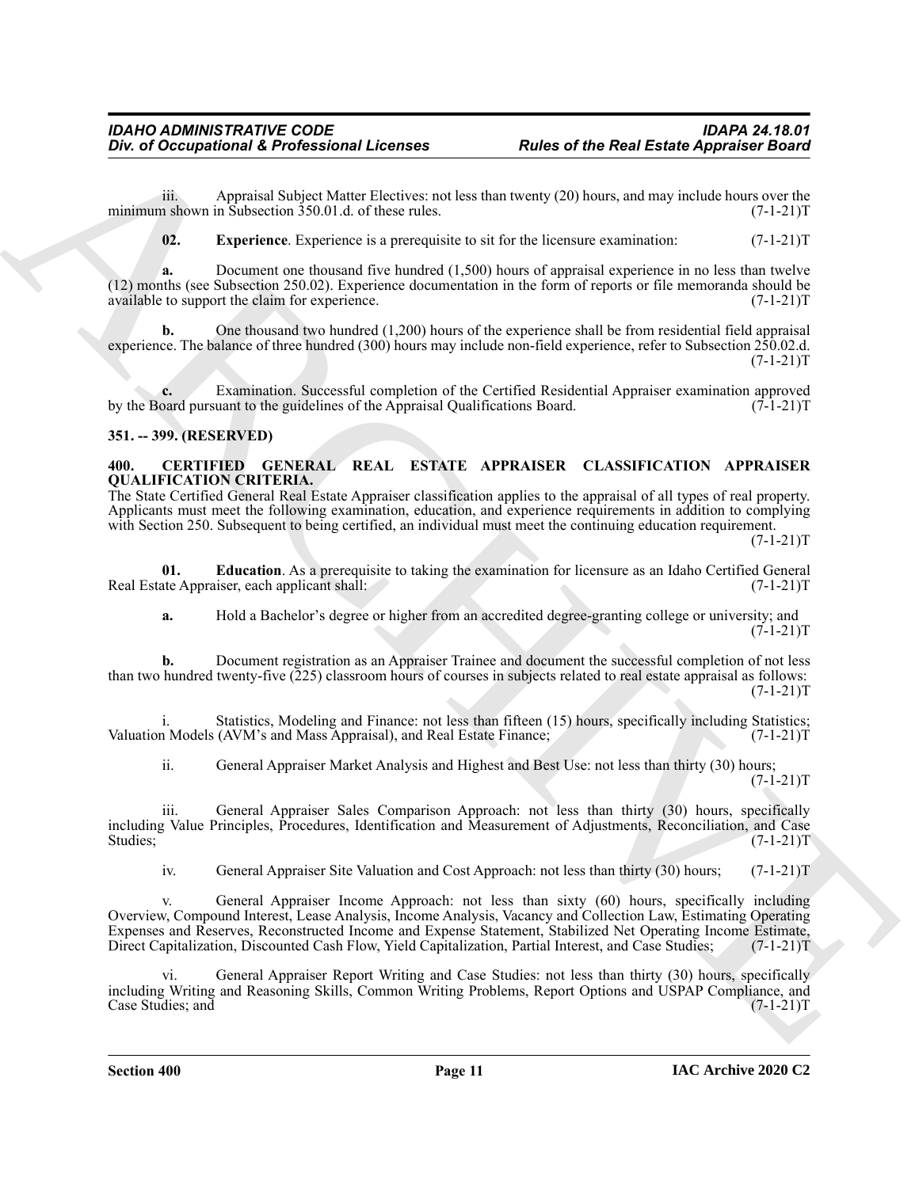iii. Appraisal Subject Matter Electives: not less than twenty (20) hours, and may include hours over the minimum shown in Subsection 350.01.d. of these rules. (7-1-21)T

**02. Experience**. Experience is a prerequisite to sit for the licensure examination: (7-1-21)T

**a.** Document one thousand five hundred (1,500) hours of appraisal experience in no less than twelve (12) months (see Subsection 250.02). Experience documentation in the form of reports or file memoranda should be available to support the claim for experience. (7-1-21)T

**b.** One thousand two hundred (1,200) hours of the experience shall be from residential field appraisal experience. The balance of three hundred (300) hours may include non-field experience, refer to Subsection 250.02.d. (7-1-21)T

**c.** Examination. Successful completion of the Certified Residential Appraiser examination approved by the Board pursuant to the guidelines of the Appraisal Qualifications Board. (7-1-21)T

**351. -- 399. (RESERVED)**

**400. CERTIFIED GENERAL REAL ESTATE APPRAISER CLASSIFICATION APPRAISER QUALIFICATION CRITERIA.**

The State Certified General Real Estate Appraiser classification applies to the appraisal of all types of real property. Applicants must meet the following examination, education, and experience requirements in addition to complying with Section 250. Subsequent to being certified, an individual must meet the continuing education requirement. (7-1-21)T

**01. Education**. As a prerequisite to taking the examination for licensure as an Idaho Certified General Real Estate Appraiser, each applicant shall: (7-1-21)T

**a.** Hold a Bachelor's degree or higher from an accredited degree-granting college or university; and (7-1-21)T

**b.** Document registration as an Appraiser Trainee and document the successful completion of not less than two hundred twenty-five (225) classroom hours of courses in subjects related to real estate appraisal as follows: (7-1-21)T

i. Statistics, Modeling and Finance: not less than fifteen (15) hours, specifically including Statistics; Valuation Models (AVM's and Mass Appraisal), and Real Estate Finance; (7-1-21)T

ii. General Appraiser Market Analysis and Highest and Best Use: not less than thirty (30) hours; (7-1-21)T

iii. General Appraiser Sales Comparison Approach: not less than thirty (30) hours, specifically including Value Principles, Procedures, Identification and Measurement of Adjustments, Reconciliation, and Case Studies; (7-1-21)T

iv. General Appraiser Site Valuation and Cost Approach: not less than thirty (30) hours; (7-1-21)T

v. General Appraiser Income Approach: not less than sixty (60) hours, specifically including Overview, Compound Interest, Lease Analysis, Income Analysis, Vacancy and Collection Law, Estimating Operating Expenses and Reserves, Reconstructed Income and Expense Statement, Stabilized Net Operating Income Estimate, Direct Capitalization, Discounted Cash Flow, Yield Capitalization, Partial Interest, and Case Studies; (7-1-21)T

vi. General Appraiser Report Writing and Case Studies: not less than thirty (30) hours, specifically including Writing and Reasoning Skills, Common Writing Problems, Report Options and USPAP Compliance, and Case Studies; and (7-1-21)T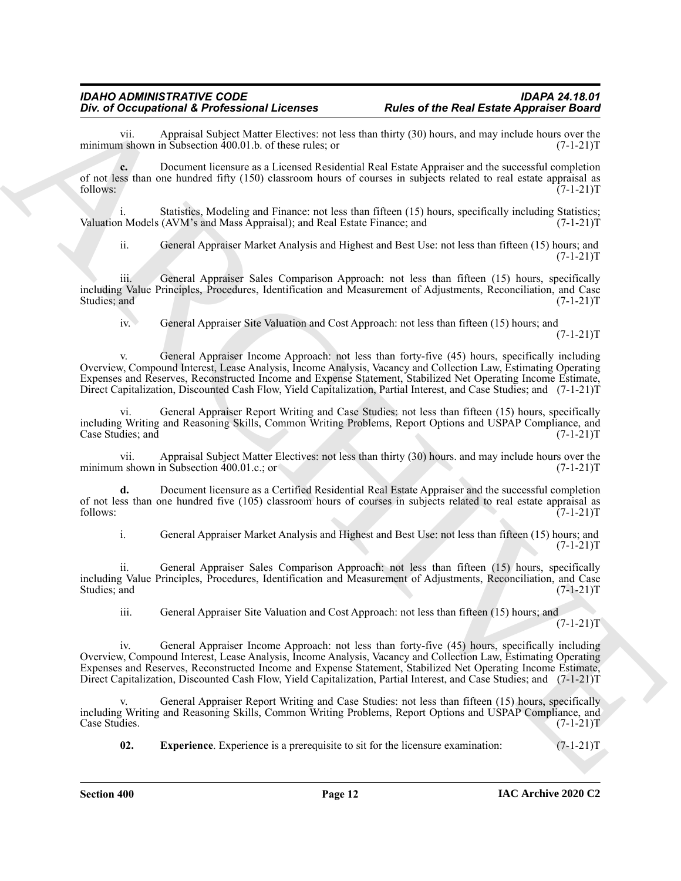vii. Appraisal Subject Matter Electives: not less than thirty (30) hours, and may include hours over the minimum shown in Subsection 400.01.b. of these rules; or (7-1-21)T

**c.** Document licensure as a Licensed Residential Real Estate Appraiser and the successful completion of not less than one hundred fifty (150) classroom hours of courses in subjects related to real estate appraisal as follows: (7-1-21)T

i. Statistics, Modeling and Finance: not less than fifteen (15) hours, specifically including Statistics; Valuation Models (AVM's and Mass Appraisal); and Real Estate Finance; and (7-1-21)T

ii. General Appraiser Market Analysis and Highest and Best Use: not less than fifteen (15) hours; and (7-1-21)T

iii. General Appraiser Sales Comparison Approach: not less than fifteen (15) hours, specifically including Value Principles, Procedures, Identification and Measurement of Adjustments, Reconciliation, and Case Studies; and (7-1-21)T

iv. General Appraiser Site Valuation and Cost Approach: not less than fifteen (15) hours; and (7-1-21)T

v. General Appraiser Income Approach: not less than forty-five (45) hours, specifically including Overview, Compound Interest, Lease Analysis, Income Analysis, Vacancy and Collection Law, Estimating Operating Expenses and Reserves, Reconstructed Income and Expense Statement, Stabilized Net Operating Income Estimate, Direct Capitalization, Discounted Cash Flow, Yield Capitalization, Partial Interest, and Case Studies; and (7-1-21)T

vi. General Appraiser Report Writing and Case Studies: not less than fifteen (15) hours, specifically including Writing and Reasoning Skills, Common Writing Problems, Report Options and USPAP Compliance, and Case Studies; and (7-1-21)T

vii. Appraisal Subject Matter Electives: not less than thirty (30) hours. and may include hours over the minimum shown in Subsection 400.01.c.; or (7-1-21)T

**d.** Document licensure as a Certified Residential Real Estate Appraiser and the successful completion of not less than one hundred five (105) classroom hours of courses in subjects related to real estate appraisal as follows: (7-1-21)T

i. General Appraiser Market Analysis and Highest and Best Use: not less than fifteen (15) hours; and (7-1-21)T

ii. General Appraiser Sales Comparison Approach: not less than fifteen (15) hours, specifically including Value Principles, Procedures, Identification and Measurement of Adjustments, Reconciliation, and Case Studies; and (7-1-21)T

iii. General Appraiser Site Valuation and Cost Approach: not less than fifteen (15) hours; and (7-1-21)T

iv. General Appraiser Income Approach: not less than forty-five (45) hours, specifically including Overview, Compound Interest, Lease Analysis, Income Analysis, Vacancy and Collection Law, Estimating Operating Expenses and Reserves, Reconstructed Income and Expense Statement, Stabilized Net Operating Income Estimate, Direct Capitalization, Discounted Cash Flow, Yield Capitalization, Partial Interest, and Case Studies; and (7-1-21)T

v. General Appraiser Report Writing and Case Studies: not less than fifteen (15) hours, specifically including Writing and Reasoning Skills, Common Writing Problems, Report Options and USPAP Compliance, and Case Studies. (7-1-21)T

**02. Experience**. Experience is a prerequisite to sit for the licensure examination: (7-1-21)T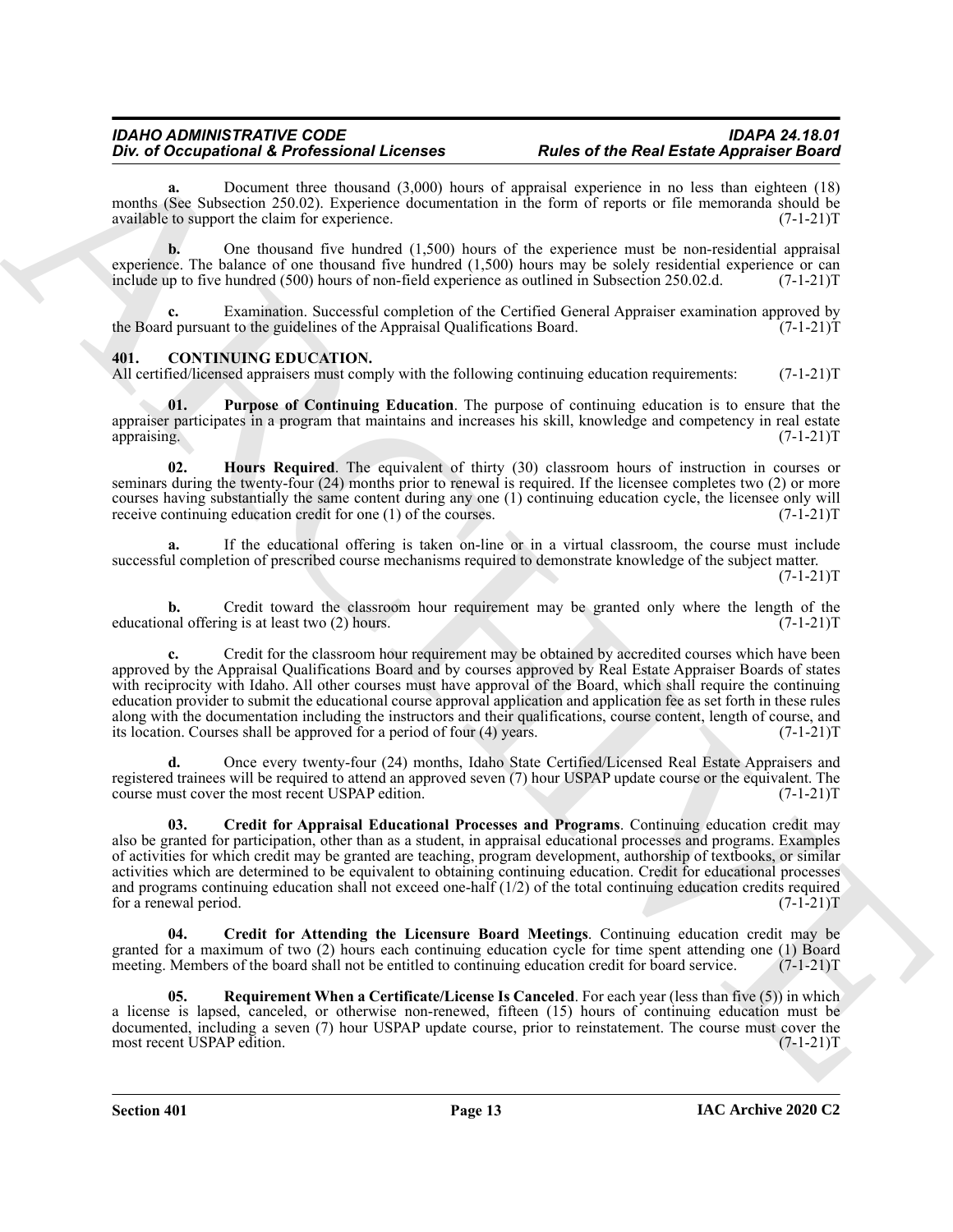**a.** Document three thousand (3,000) hours of appraisal experience in no less than eighteen (18) months (See Subsection 250.02). Experience documentation in the form of reports or file memoranda should be available to support the claim for experience. (7-1-21)T

**b.** One thousand five hundred (1,500) hours of the experience must be non-residential appraisal experience. The balance of one thousand five hundred (1,500) hours may be solely residential experience or can include up to five hundred (500) hours of non-field experience as outlined in Subsection 250.02.d. (7-1-21)T

**c.** Examination. Successful completion of the Certified General Appraiser examination approved by the Board pursuant to the guidelines of the Appraisal Qualifications Board. (7-1-21)T

## 401. CONTINUING EDUCATION.

All certified/licensed appraisers must comply with the following continuing education requirements: (7-1-21)T

**01. Purpose of Continuing Education**. The purpose of continuing education is to ensure that the appraiser participates in a program that maintains and increases his skill, knowledge and competency in real estate appraising. (7-1-21)T

**02. Hours Required**. The equivalent of thirty (30) classroom hours of instruction in courses or seminars during the twenty-four (24) months prior to renewal is required. If the licensee completes two (2) or more courses having substantially the same content during any one (1) continuing education cycle, the licensee only will receive continuing education credit for one (1) of the courses. (7-1-21)T

**a.** If the educational offering is taken on-line or in a virtual classroom, the course must include successful completion of prescribed course mechanisms required to demonstrate knowledge of the subject matter. (7-1-21)T

**b.** Credit toward the classroom hour requirement may be granted only where the length of the educational offering is at least two (2) hours. (7-1-21)T

**c.** Credit for the classroom hour requirement may be obtained by accredited courses which have been approved by the Appraisal Qualifications Board and by courses approved by Real Estate Appraiser Boards of states with reciprocity with Idaho. All other courses must have approval of the Board, which shall require the continuing education provider to submit the educational course approval application and application fee as set forth in these rules along with the documentation including the instructors and their qualifications, course content, length of course, and its location. Courses shall be approved for a period of four (4) years. (7-1-21)T

**d.** Once every twenty-four (24) months, Idaho State Certified/Licensed Real Estate Appraisers and registered trainees will be required to attend an approved seven (7) hour USPAP update course or the equivalent. The course must cover the most recent USPAP edition. (7-1-21)T

**03. Credit for Appraisal Educational Processes and Programs**. Continuing education credit may also be granted for participation, other than as a student, in appraisal educational processes and programs. Examples of activities for which credit may be granted are teaching, program development, authorship of textbooks, or similar activities which are determined to be equivalent to obtaining continuing education. Credit for educational processes and programs continuing education shall not exceed one-half (1/2) of the total continuing education credits required for a renewal period. (7-1-21)T

**04. Credit for Attending the Licensure Board Meetings**. Continuing education credit may be granted for a maximum of two (2) hours each continuing education cycle for time spent attending one (1) Board meeting. Members of the board shall not be entitled to continuing education credit for board service. (7-1-21)T

**05. Requirement When a Certificate/License Is Canceled**. For each year (less than five (5)) in which a license is lapsed, canceled, or otherwise non-renewed, fifteen (15) hours of continuing education must be documented, including a seven (7) hour USPAP update course, prior to reinstatement. The course must cover the most recent USPAP edition. (7-1-21)T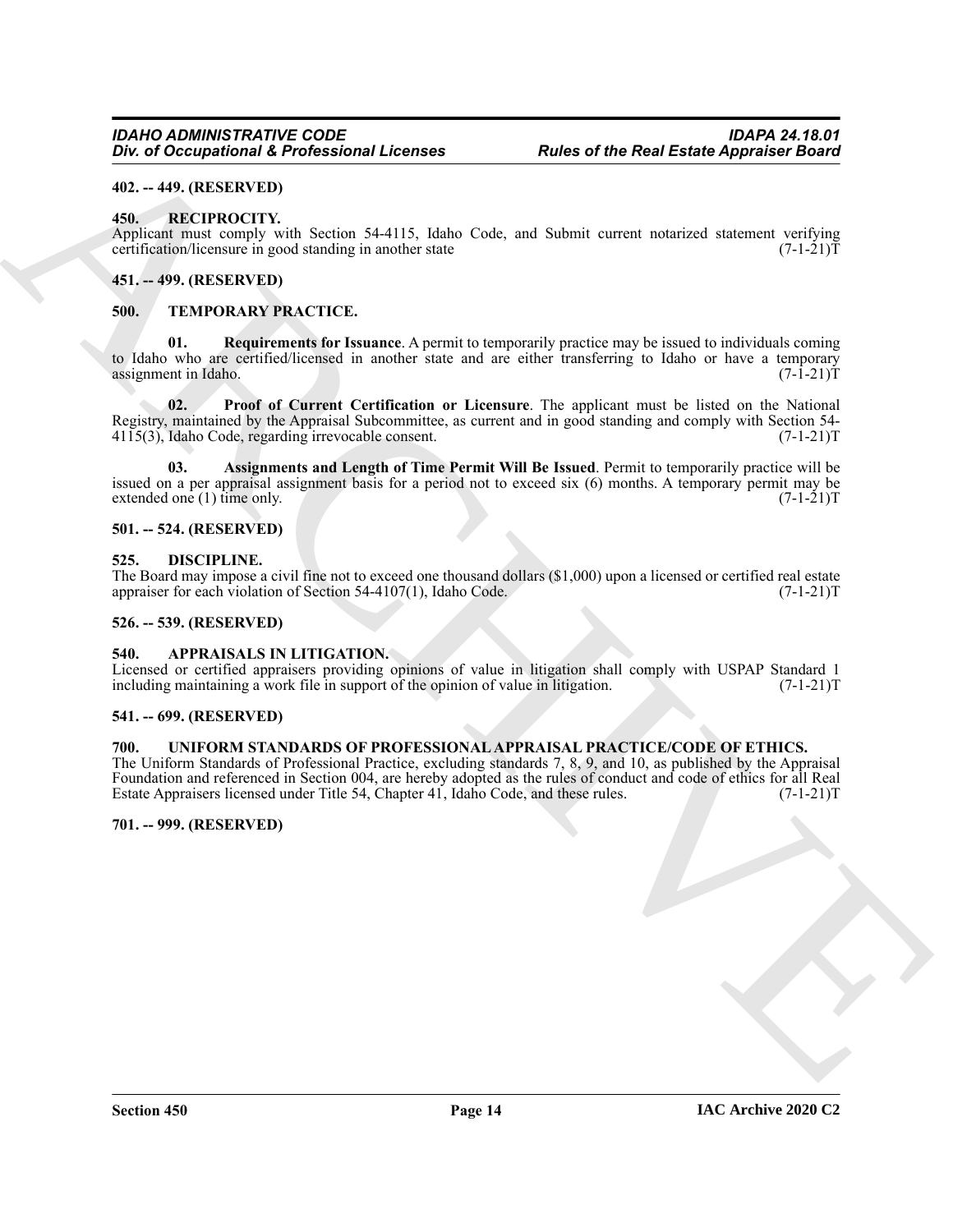**402. -- 449. (RESERVED)**

**450. RECIPROCITY.**

Applicant must comply with Section 54-4115, Idaho Code, and Submit current notarized statement verifying certification/licensure in good standing in another state (7-1-21)T

**451. -- 499. (RESERVED)**

**500. TEMPORARY PRACTICE.**

**01. Requirements for Issuance**. A permit to temporarily practice may be issued to individuals coming to Idaho who are certified/licensed in another state and are either transferring to Idaho or have a temporary assignment in Idaho. (7-1-21)T

**02. Proof of Current Certification or Licensure**. The applicant must be listed on the National Registry, maintained by the Appraisal Subcommittee, as current and in good standing and comply with Section 54-4115(3), Idaho Code, regarding irrevocable consent. (7-1-21)T

**03. Assignments and Length of Time Permit Will Be Issued**. Permit to temporarily practice will be issued on a per appraisal assignment basis for a period not to exceed six (6) months. A temporary permit may be extended one (1) time only. (7-1-21)T

**501. -- 524. (RESERVED)**

**525. DISCIPLINE.**

The Board may impose a civil fine not to exceed one thousand dollars ($1,000) upon a licensed or certified real estate appraiser for each violation of Section 54-4107(1), Idaho Code. (7-1-21)T

**526. -- 539. (RESERVED)**

**540. APPRAISALS IN LITIGATION.**

Licensed or certified appraisers providing opinions of value in litigation shall comply with USPAP Standard 1 including maintaining a work file in support of the opinion of value in litigation. (7-1-21)T

**541. -- 699. (RESERVED)**

**700. UNIFORM STANDARDS OF PROFESSIONAL APPRAISAL PRACTICE/CODE OF ETHICS.**

The Uniform Standards of Professional Practice, excluding standards 7, 8, 9, and 10, as published by the Appraisal Foundation and referenced in Section 004, are hereby adopted as the rules of conduct and code of ethics for all Real Estate Appraisers licensed under Title 54, Chapter 41, Idaho Code, and these rules. (7-1-21)T

**701. -- 999. (RESERVED)**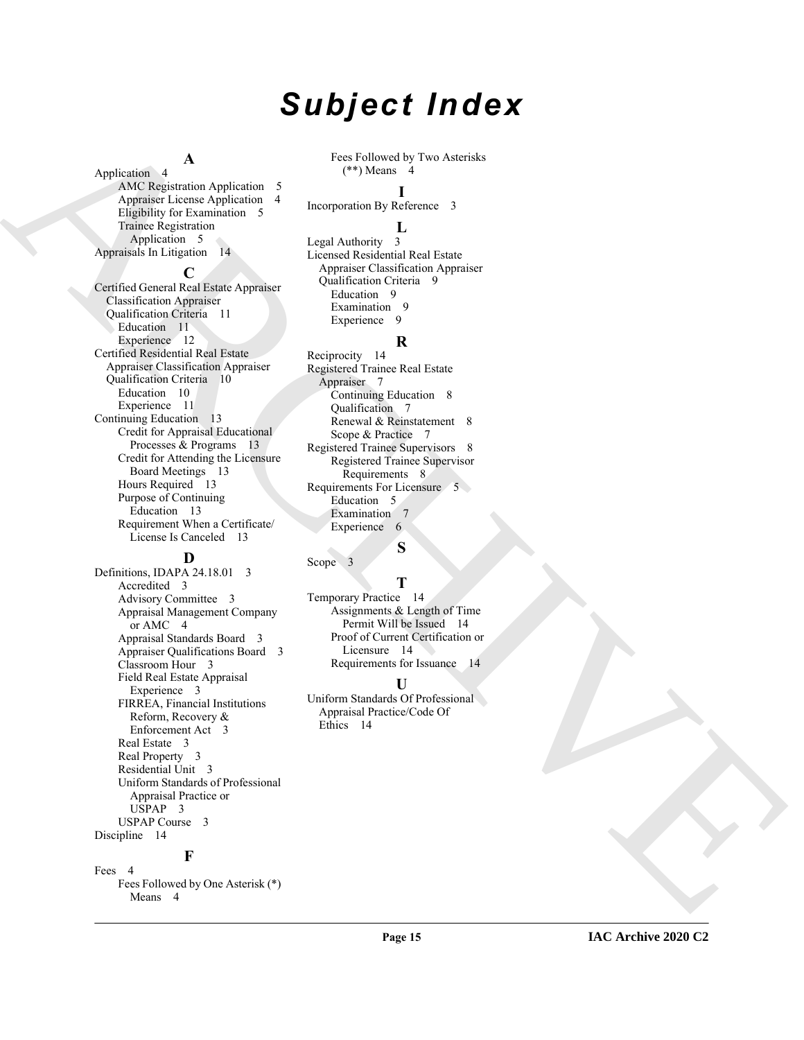# Subject Index

**A**

Application 4
- AMC Registration Application 5
- Appraiser License Application 4
- Eligibility for Examination 5
- Trainee Registration Application 5

Appraisals In Litigation 14

**C**

Certified General Real Estate Appraiser Classification Appraiser Qualification Criteria 11
- Education 11
- Experience 12

Certified Residential Real Estate Appraiser Classification Appraiser Qualification Criteria 10
- Education 10
- Experience 11

Continuing Education 13
- Credit for Appraisal Educational Processes & Programs 13
- Credit for Attending the Licensure Board Meetings 13
- Hours Required 13
- Purpose of Continuing Education 13
- Requirement When a Certificate/License Is Canceled 13

**D**

Definitions, IDAPA 24.18.01 3
- Accredited 3
- Advisory Committee 3
- Appraisal Management Company or AMC 4
- Appraisal Standards Board 3
- Appraiser Qualifications Board 3
- Classroom Hour 3
- Field Real Estate Appraisal Experience 3
- FIRREA, Financial Institutions Reform, Recovery & Enforcement Act 3
- Real Estate 3
- Real Property 3
- Residential Unit 3
- Uniform Standards of Professional Appraisal Practice or USPAP 3
- USPAP Course 3

Discipline 14

**F**

Fees 4
- Fees Followed by One Asterisk (*) Means 4
- Fees Followed by Two Asterisks (**) Means 4

**I**

Incorporation By Reference 3

**L**

Legal Authority 3

Licensed Residential Real Estate Appraiser Classification Appraiser Qualification Criteria 9
- Education 9
- Examination 9
- Experience 9

**R**

Reciprocity 14

Registered Trainee Real Estate Appraiser 7
- Continuing Education 8
- Qualification 7
- Renewal & Reinstatement 8
- Scope & Practice 7

Registered Trainee Supervisors 8
- Registered Trainee Supervisor Requirements 8

Requirements For Licensure 5
- Education 5
- Examination 7
- Experience 6

**S**

Scope 3

**T**

Temporary Practice 14
- Assignments & Length of Time Permit Will be Issued 14
- Proof of Current Certification or Licensure 14
- Requirements for Issuance 14

**U**

Uniform Standards Of Professional Appraisal Practice/Code Of Ethics 14